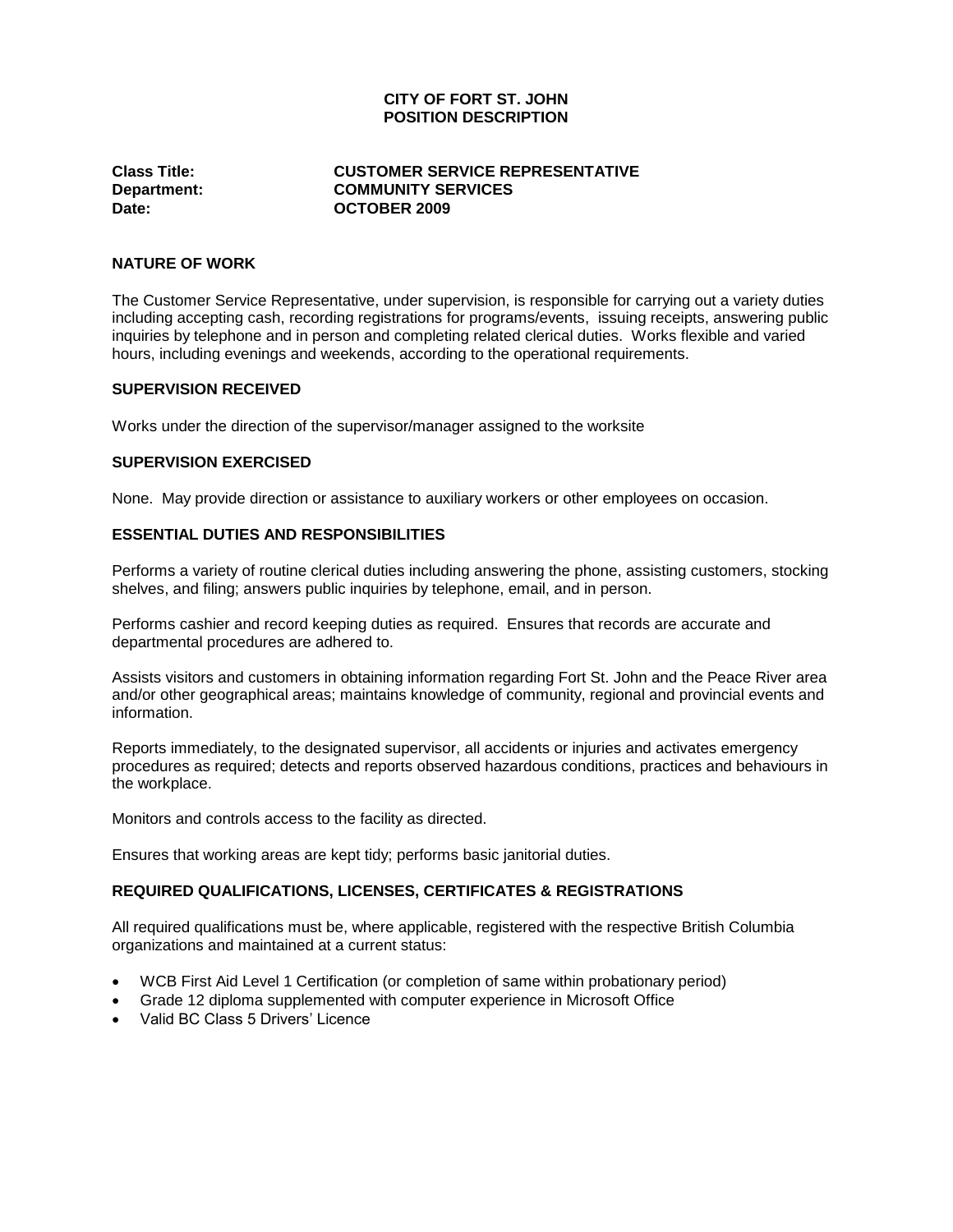# CITY OF FORT ST. JOHN
# POSITION DESCRIPTION

**Class Title:** **CUSTOMER SERVICE REPRESENTATIVE**
**Department:** **COMMUNITY SERVICES**
**Date:** **OCTOBER 2009**

## NATURE OF WORK

The Customer Service Representative, under supervision, is responsible for carrying out a variety duties including accepting cash, recording registrations for programs/events, issuing receipts, answering public inquiries by telephone and in person and completing related clerical duties. Works flexible and varied hours, including evenings and weekends, according to the operational requirements.

## SUPERVISION RECEIVED

Works under the direction of the supervisor/manager assigned to the worksite

## SUPERVISION EXERCISED

None. May provide direction or assistance to auxiliary workers or other employees on occasion.

## ESSENTIAL DUTIES AND RESPONSIBILITIES

Performs a variety of routine clerical duties including answering the phone, assisting customers, stocking shelves, and filing; answers public inquiries by telephone, email, and in person.

Performs cashier and record keeping duties as required. Ensures that records are accurate and departmental procedures are adhered to.

Assists visitors and customers in obtaining information regarding Fort St. John and the Peace River area and/or other geographical areas; maintains knowledge of community, regional and provincial events and information.

Reports immediately, to the designated supervisor, all accidents or injuries and activates emergency procedures as required; detects and reports observed hazardous conditions, practices and behaviours in the workplace.

Monitors and controls access to the facility as directed.

Ensures that working areas are kept tidy; performs basic janitorial duties.

## REQUIRED QUALIFICATIONS, LICENSES, CERTIFICATES & REGISTRATIONS

All required qualifications must be, where applicable, registered with the respective British Columbia organizations and maintained at a current status:

- WCB First Aid Level 1 Certification (or completion of same within probationary period)
- Grade 12 diploma supplemented with computer experience in Microsoft Office
- Valid BC Class 5 Drivers' Licence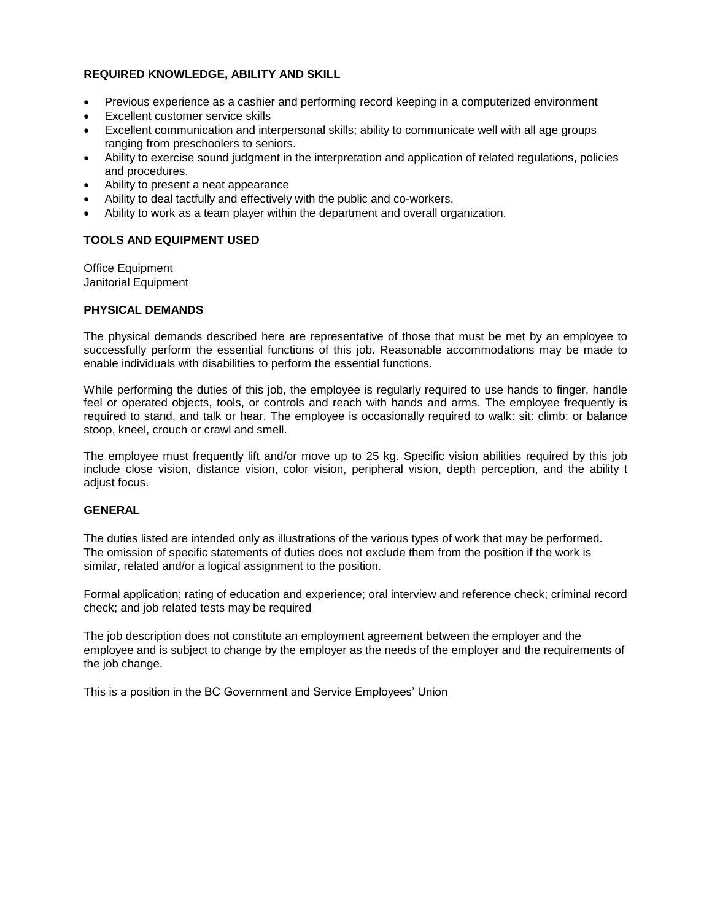**REQUIRED KNOWLEDGE, ABILITY AND SKILL**

- Previous experience as a cashier and performing record keeping in a computerized environment
- Excellent customer service skills
- Excellent communication and interpersonal skills; ability to communicate well with all age groups ranging from preschoolers to seniors.
- Ability to exercise sound judgment in the interpretation and application of related regulations, policies and procedures.
- Ability to present a neat appearance
- Ability to deal tactfully and effectively with the public and co-workers.
- Ability to work as a team player within the department and overall organization.

**TOOLS AND EQUIPMENT USED**

Office Equipment
Janitorial Equipment

**PHYSICAL DEMANDS**

The physical demands described here are representative of those that must be met by an employee to successfully perform the essential functions of this job. Reasonable accommodations may be made to enable individuals with disabilities to perform the essential functions.

While performing the duties of this job, the employee is regularly required to use hands to finger, handle feel or operated objects, tools, or controls and reach with hands and arms. The employee frequently is required to stand, and talk or hear. The employee is occasionally required to walk: sit: climb: or balance stoop, kneel, crouch or crawl and smell.

The employee must frequently lift and/or move up to 25 kg. Specific vision abilities required by this job include close vision, distance vision, color vision, peripheral vision, depth perception, and the ability t adjust focus.

**GENERAL**

The duties listed are intended only as illustrations of the various types of work that may be performed. The omission of specific statements of duties does not exclude them from the position if the work is similar, related and/or a logical assignment to the position.

Formal application; rating of education and experience; oral interview and reference check; criminal record check; and job related tests may be required

The job description does not constitute an employment agreement between the employer and the employee and is subject to change by the employer as the needs of the employer and the requirements of the job change.

This is a position in the BC Government and Service Employees' Union